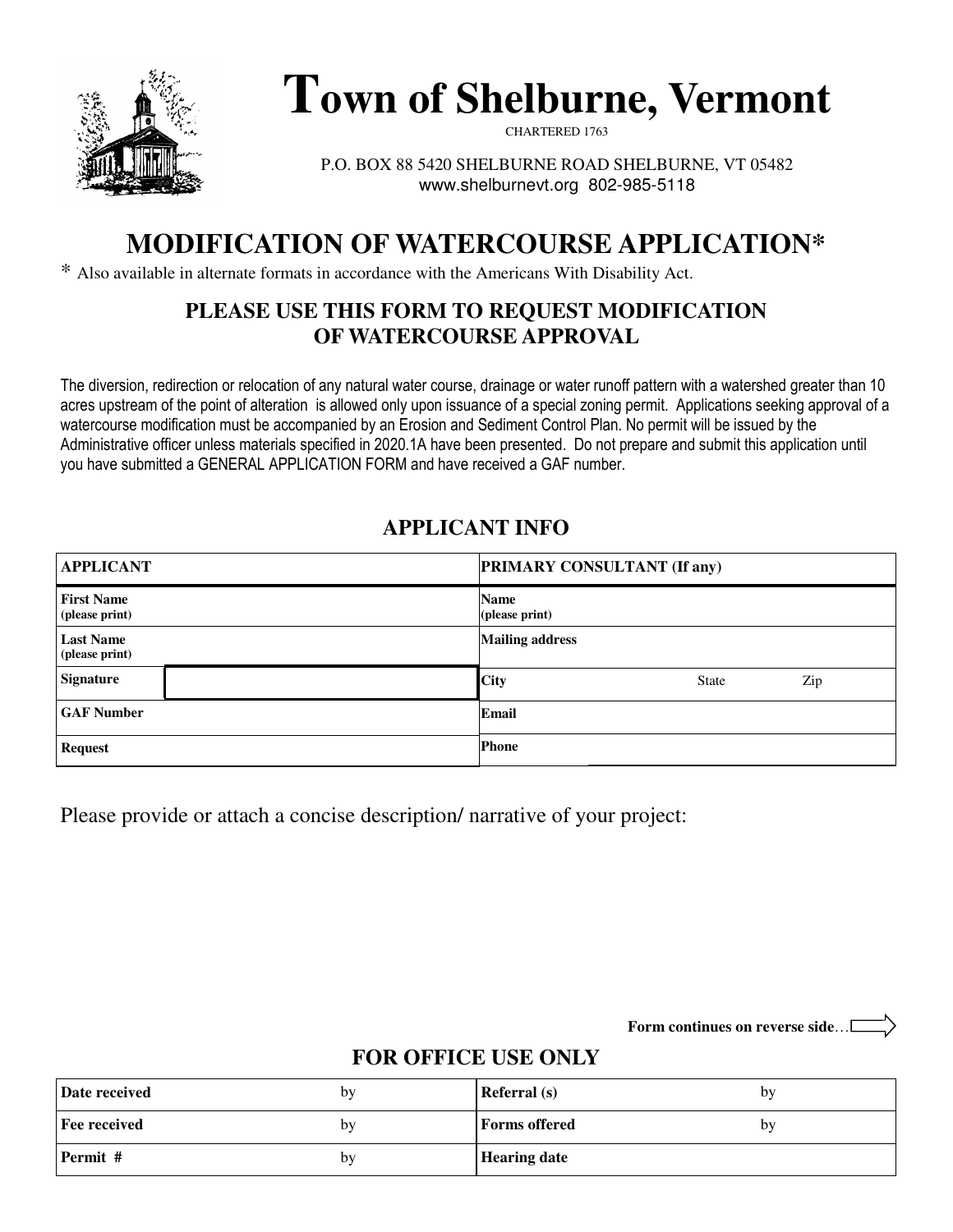# Town of Shelburne, Vermont

CHARTERED 1763

P.O. BOX 88 5420 SHELBURNE ROAD SHELBURNE, VT 05482
www.shelburnevt.org 802-985-5118

## MODIFICATION OF WATERCOURSE APPLICATION*

* Also available in alternate formats in accordance with the Americans With Disability Act.

### PLEASE USE THIS FORM TO REQUEST MODIFICATION OF WATERCOURSE APPROVAL

The diversion, redirection or relocation of any natural water course, drainage or water runoff pattern with a watershed greater than 10 acres upstream of the point of alteration is allowed only upon issuance of a special zoning permit. Applications seeking approval of a watercourse modification must be accompanied by an Erosion and Sediment Control Plan. No permit will be issued by the Administrative officer unless materials specified in 2020.1A have been presented. Do not prepare and submit this application until you have submitted a GENERAL APPLICATION FORM and have received a GAF number.

### APPLICANT INFO

| APPLICANT | | PRIMARY CONSULTANT (If any) | | |
|---|---|---|---|---|
| First Name (please print) | | Name (please print) | | |
| Last Name (please print) | | Mailing address | | |
| Signature | | City | State | Zip |
| GAF Number | | Email | | |
| Request | | Phone | | |

Please provide or attach a concise description/ narrative of your project:

**Form continues on reverse side…**

### FOR OFFICE USE ONLY

| Date received | by | Referral (s) | by |
|---|---|---|---|
| Fee received | by | Forms offered | by |
| Permit # | by | Hearing date | |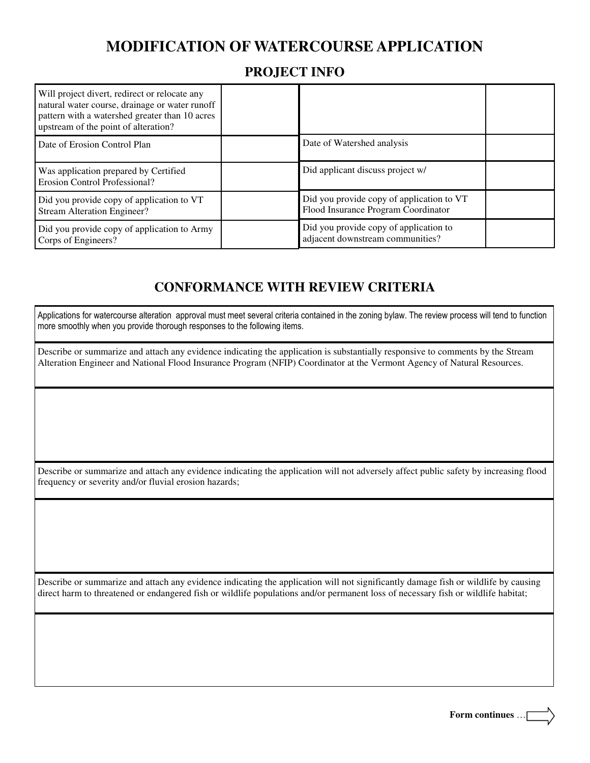# MODIFICATION OF WATERCOURSE APPLICATION

## PROJECT INFO

| | | | |
|---|---|---|---|
| Will project divert, redirect or relocate any natural water course, drainage or water runoff pattern with a watershed greater than 10 acres upstream of the point of alteration? | | | |
| Date of Erosion Control Plan | | Date of Watershed analysis | |
| Was application prepared by Certified Erosion Control Professional? | | Did applicant discuss project w/ | |
| Did you provide copy of application to VT Stream Alteration Engineer? | | Did you provide copy of application to VT Flood Insurance Program Coordinator | |
| Did you provide copy of application to Army Corps of Engineers? | | Did you provide copy of application to adjacent downstream communities? | |

## CONFORMANCE WITH REVIEW CRITERIA

Applications for watercourse alteration approval must meet several criteria contained in the zoning bylaw. The review process will tend to function more smoothly when you provide thorough responses to the following items.

Describe or summarize and attach any evidence indicating the application is substantially responsive to comments by the Stream Alteration Engineer and National Flood Insurance Program (NFIP) Coordinator at the Vermont Agency of Natural Resources.

Describe or summarize and attach any evidence indicating the application will not adversely affect public safety by increasing flood frequency or severity and/or fluvial erosion hazards;

Describe or summarize and attach any evidence indicating the application will not significantly damage fish or wildlife by causing direct harm to threatened or endangered fish or wildlife populations and/or permanent loss of necessary fish or wildlife habitat;

**Form continues** …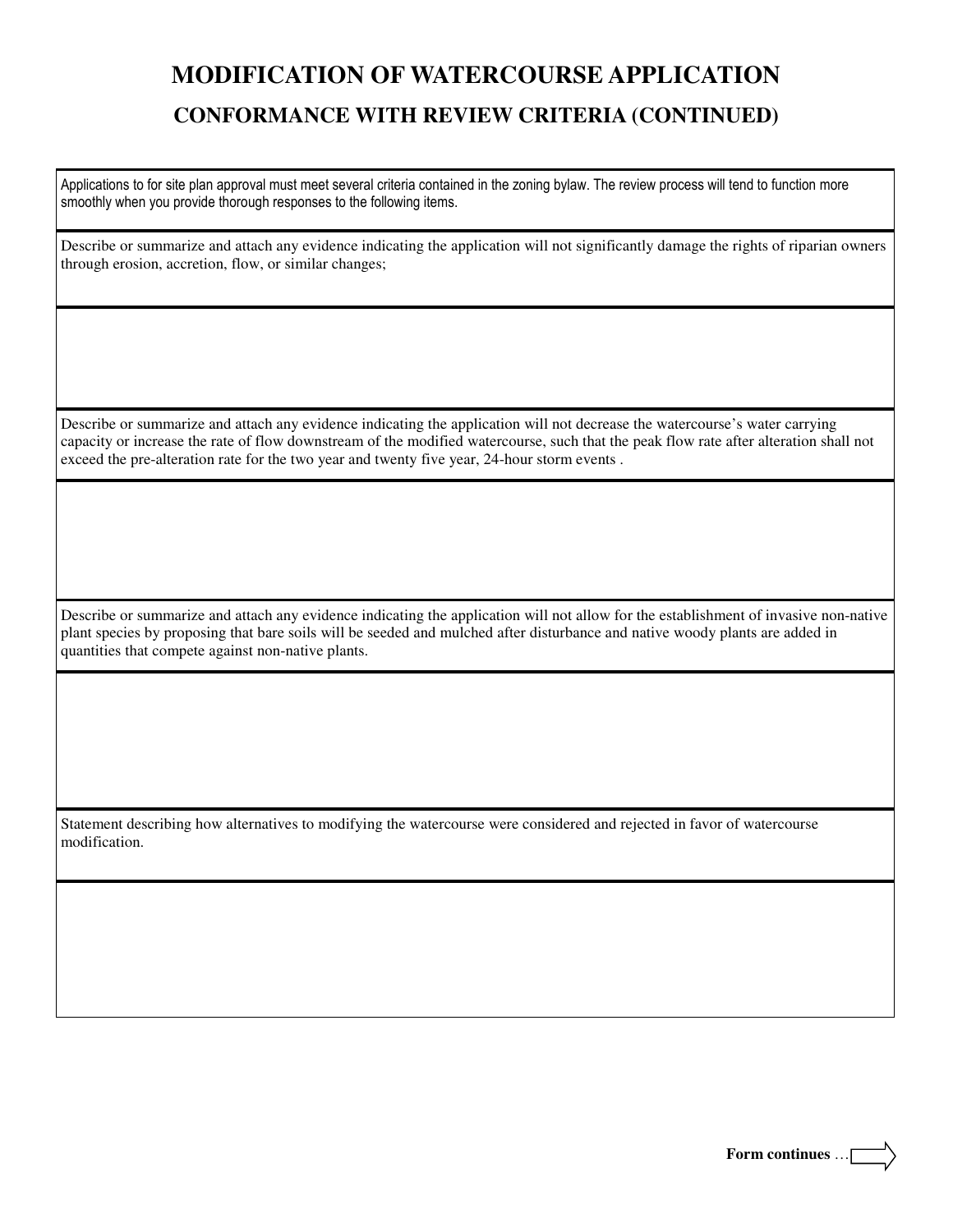# MODIFICATION OF WATERCOURSE APPLICATION

## CONFORMANCE WITH REVIEW CRITERIA (CONTINUED)

Applications to for site plan approval must meet several criteria contained in the zoning bylaw. The review process will tend to function more smoothly when you provide thorough responses to the following items.

Describe or summarize and attach any evidence indicating the application will not significantly damage the rights of riparian owners through erosion, accretion, flow, or similar changes;

Describe or summarize and attach any evidence indicating the application will not decrease the watercourse's water carrying capacity or increase the rate of flow downstream of the modified watercourse, such that the peak flow rate after alteration shall not exceed the pre-alteration rate for the two year and twenty five year, 24-hour storm events .

Describe or summarize and attach any evidence indicating the application will not allow for the establishment of invasive non-native plant species by proposing that bare soils will be seeded and mulched after disturbance and native woody plants are added in quantities that compete against non-native plants.

Statement describing how alternatives to modifying the watercourse were considered and rejected in favor of watercourse modification.

**Form continues** …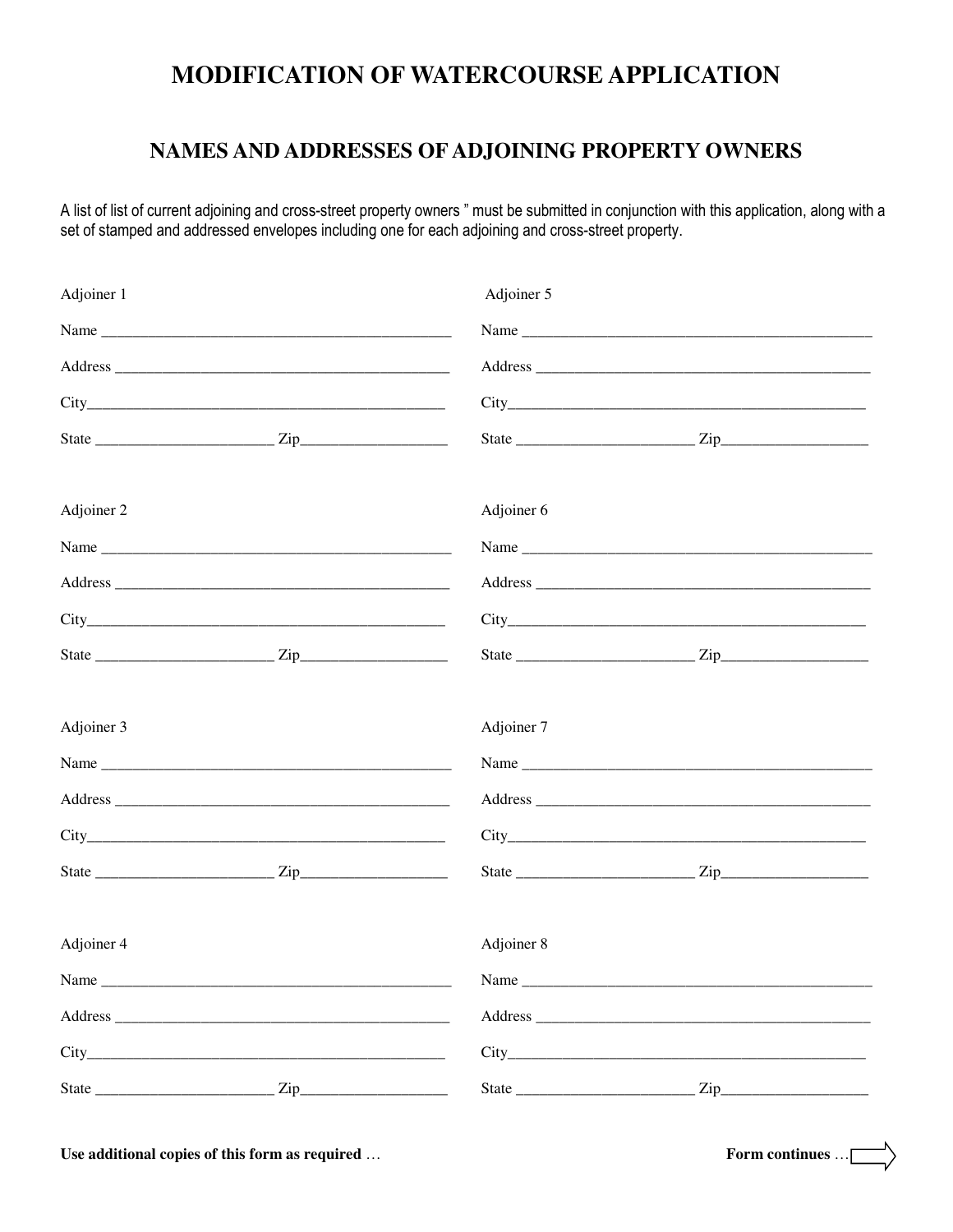# MODIFICATION OF WATERCOURSE APPLICATION

## NAMES AND ADDRESSES OF ADJOINING PROPERTY OWNERS

A list of list of current adjoining and cross-street property owners " must be submitted in conjunction with this application, along with a set of stamped and addressed envelopes including one for each adjoining and cross-street property.

Adjoiner 1

Name _______________________________________________

Address _____________________________________________

City_________________________________________________

State ______________________ Zip___________________

Adjoiner 2

Name _______________________________________________

Address _____________________________________________

City_________________________________________________

State ______________________ Zip___________________

Adjoiner 3

Name _______________________________________________

Address _____________________________________________

City_________________________________________________

State ______________________ Zip___________________

Adjoiner 4

Name _______________________________________________

Address _____________________________________________

City_________________________________________________

State ______________________ Zip___________________

Adjoiner 5

Name _______________________________________________

Address _____________________________________________

City_________________________________________________

State ______________________ Zip___________________

Adjoiner 6

Name _______________________________________________

Address _____________________________________________

City_________________________________________________

State ______________________ Zip___________________

Adjoiner 7

Name _______________________________________________

Address _____________________________________________

City_________________________________________________

State ______________________ Zip___________________

Adjoiner 8

Name _______________________________________________

Address _____________________________________________

City_________________________________________________

State ______________________ Zip___________________

**Use additional copies of this form as required** …

**Form continues** …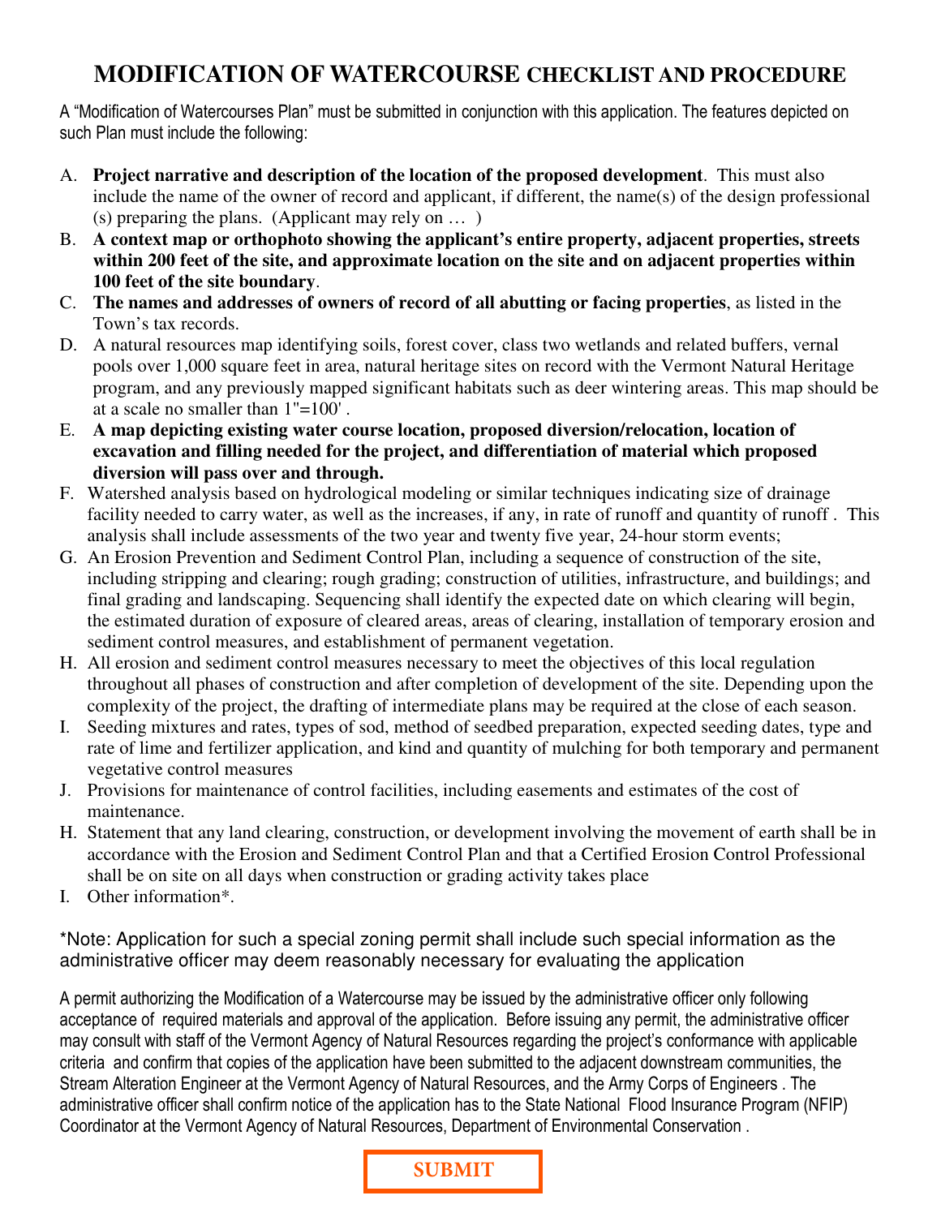# MODIFICATION OF WATERCOURSE CHECKLIST AND PROCEDURE

A "Modification of Watercourses Plan" must be submitted in conjunction with this application. The features depicted on such Plan must include the following:

A. **Project narrative and description of the location of the proposed development**. This must also include the name of the owner of record and applicant, if different, the name(s) of the design professional (s) preparing the plans. (Applicant may rely on … )

B. **A context map or orthophoto showing the applicant's entire property, adjacent properties, streets within 200 feet of the site, and approximate location on the site and on adjacent properties within 100 feet of the site boundary**.

C. **The names and addresses of owners of record of all abutting or facing properties**, as listed in the Town's tax records.

D. A natural resources map identifying soils, forest cover, class two wetlands and related buffers, vernal pools over 1,000 square feet in area, natural heritage sites on record with the Vermont Natural Heritage program, and any previously mapped significant habitats such as deer wintering areas. This map should be at a scale no smaller than 1"=100' .

E. **A map depicting existing water course location, proposed diversion/relocation, location of excavation and filling needed for the project, and differentiation of material which proposed diversion will pass over and through.**

F. Watershed analysis based on hydrological modeling or similar techniques indicating size of drainage facility needed to carry water, as well as the increases, if any, in rate of runoff and quantity of runoff . This analysis shall include assessments of the two year and twenty five year, 24-hour storm events;

G. An Erosion Prevention and Sediment Control Plan, including a sequence of construction of the site, including stripping and clearing; rough grading; construction of utilities, infrastructure, and buildings; and final grading and landscaping. Sequencing shall identify the expected date on which clearing will begin, the estimated duration of exposure of cleared areas, areas of clearing, installation of temporary erosion and sediment control measures, and establishment of permanent vegetation.

H. All erosion and sediment control measures necessary to meet the objectives of this local regulation throughout all phases of construction and after completion of development of the site. Depending upon the complexity of the project, the drafting of intermediate plans may be required at the close of each season.

I. Seeding mixtures and rates, types of sod, method of seedbed preparation, expected seeding dates, type and rate of lime and fertilizer application, and kind and quantity of mulching for both temporary and permanent vegetative control measures

J. Provisions for maintenance of control facilities, including easements and estimates of the cost of maintenance.

H. Statement that any land clearing, construction, or development involving the movement of earth shall be in accordance with the Erosion and Sediment Control Plan and that a Certified Erosion Control Professional shall be on site on all days when construction or grading activity takes place

I. Other information*.

*Note: Application for such a special zoning permit shall include such special information as the administrative officer may deem reasonably necessary for evaluating the application

A permit authorizing the Modification of a Watercourse may be issued by the administrative officer only following acceptance of required materials and approval of the application. Before issuing any permit, the administrative officer may consult with staff of the Vermont Agency of Natural Resources regarding the project's conformance with applicable criteria and confirm that copies of the application have been submitted to the adjacent downstream communities, the Stream Alteration Engineer at the Vermont Agency of Natural Resources, and the Army Corps of Engineers . The administrative officer shall confirm notice of the application has to the State National Flood Insurance Program (NFIP) Coordinator at the Vermont Agency of Natural Resources, Department of Environmental Conservation .

SUBMIT